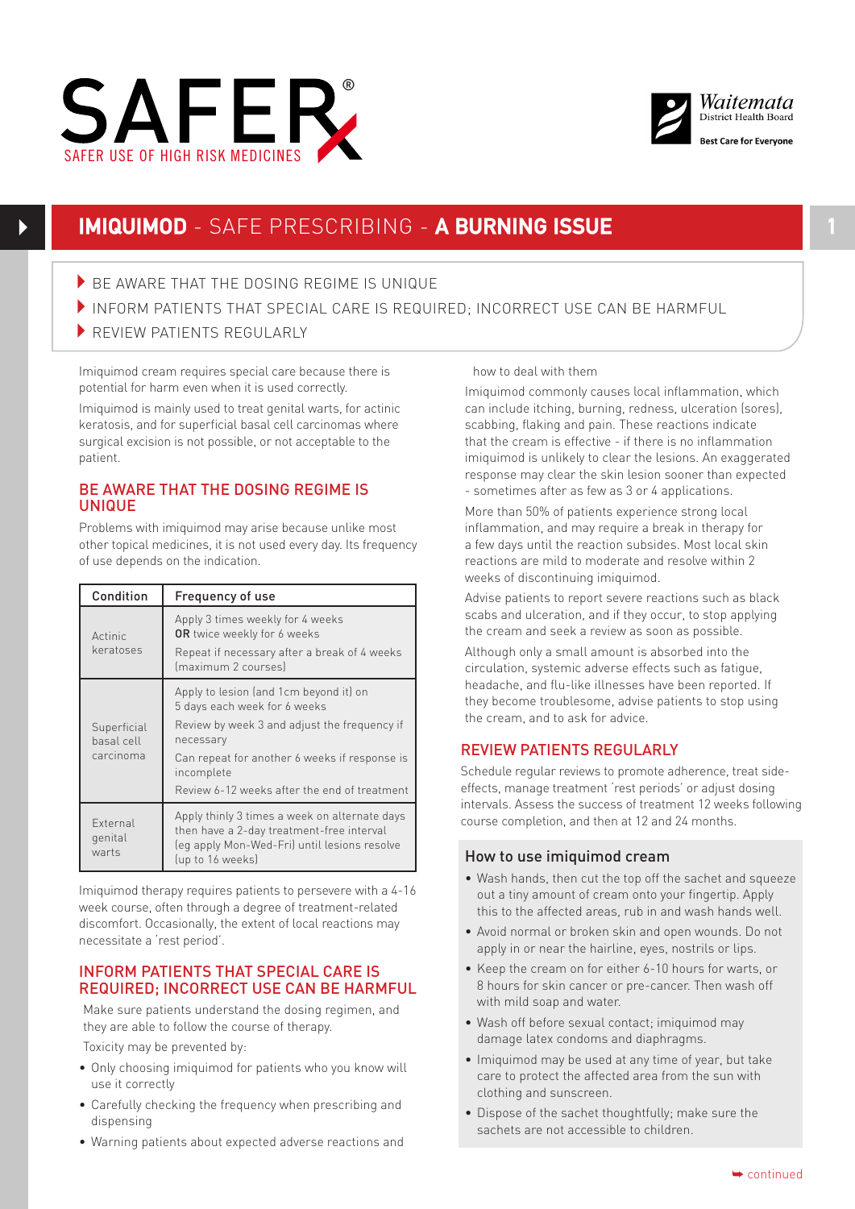SAFER®

SAFER USE OF HIGH RISK MEDICINES

Waitemata District Health Board

Best Care for Everyone

# IMIQUIMOD - SAFE PRESCRIBING - A BURNING ISSUE

- BE AWARE THAT THE DOSING REGIME IS UNIQUE
- INFORM PATIENTS THAT SPECIAL CARE IS REQUIRED; INCORRECT USE CAN BE HARMFUL
- REVIEW PATIENTS REGULARLY

Imiquimod cream requires special care because there is potential for harm even when it is used correctly.

Imiquimod is mainly used to treat genital warts, for actinic keratosis, and for superficial basal cell carcinomas where surgical excision is not possible, or not acceptable to the patient.

## BE AWARE THAT THE DOSING REGIME IS UNIQUE

Problems with imiquimod may arise because unlike most other topical medicines, it is not used every day. Its frequency of use depends on the indication.

| Condition | Frequency of use |
|---|---|
| Actinic keratoses | Apply 3 times weekly for 4 weeks **OR** twice weekly for 6 weeks<br>Repeat if necessary after a break of 4 weeks (maximum 2 courses) |
| Superficial basal cell carcinoma | Apply to lesion (and 1cm beyond it) on 5 days each week for 6 weeks<br>Review by week 3 and adjust the frequency if necessary<br>Can repeat for another 6 weeks if response is incomplete<br>Review 6-12 weeks after the end of treatment |
| External genital warts | Apply thinly 3 times a week on alternate days then have a 2-day treatment-free interval (eg apply Mon-Wed-Fri) until lesions resolve (up to 16 weeks) |

Imiquimod therapy requires patients to persevere with a 4-16 week course, often through a degree of treatment-related discomfort. Occasionally, the extent of local reactions may necessitate a 'rest period'.

## INFORM PATIENTS THAT SPECIAL CARE IS REQUIRED; INCORRECT USE CAN BE HARMFUL

Make sure patients understand the dosing regimen, and they are able to follow the course of therapy.

Toxicity may be prevented by:

- Only choosing imiquimod for patients who you know will use it correctly
- Carefully checking the frequency when prescribing and dispensing
- Warning patients about expected adverse reactions and how to deal with them

Imiquimod commonly causes local inflammation, which can include itching, burning, redness, ulceration (sores), scabbing, flaking and pain. These reactions indicate that the cream is effective - if there is no inflammation imiquimod is unlikely to clear the lesions. An exaggerated response may clear the skin lesion sooner than expected - sometimes after as few as 3 or 4 applications.

More than 50% of patients experience strong local inflammation, and may require a break in therapy for a few days until the reaction subsides. Most local skin reactions are mild to moderate and resolve within 2 weeks of discontinuing imiquimod.

Advise patients to report severe reactions such as black scabs and ulceration, and if they occur, to stop applying the cream and seek a review as soon as possible.

Although only a small amount is absorbed into the circulation, systemic adverse effects such as fatigue, headache, and flu-like illnesses have been reported. If they become troublesome, advise patients to stop using the cream, and to ask for advice.

## REVIEW PATIENTS REGULARLY

Schedule regular reviews to promote adherence, treat side-effects, manage treatment 'rest periods' or adjust dosing intervals. Assess the success of treatment 12 weeks following course completion, and then at 12 and 24 months.

### How to use imiquimod cream

- Wash hands, then cut the top off the sachet and squeeze out a tiny amount of cream onto your fingertip. Apply this to the affected areas, rub in and wash hands well.
- Avoid normal or broken skin and open wounds. Do not apply in or near the hairline, eyes, nostrils or lips.
- Keep the cream on for either 6-10 hours for warts, or 8 hours for skin cancer or pre-cancer. Then wash off with mild soap and water.
- Wash off before sexual contact; imiquimod may damage latex condoms and diaphragms.
- Imiquimod may be used at any time of year, but take care to protect the affected area from the sun with clothing and sunscreen.
- Dispose of the sachet thoughtfully; make sure the sachets are not accessible to children.

continued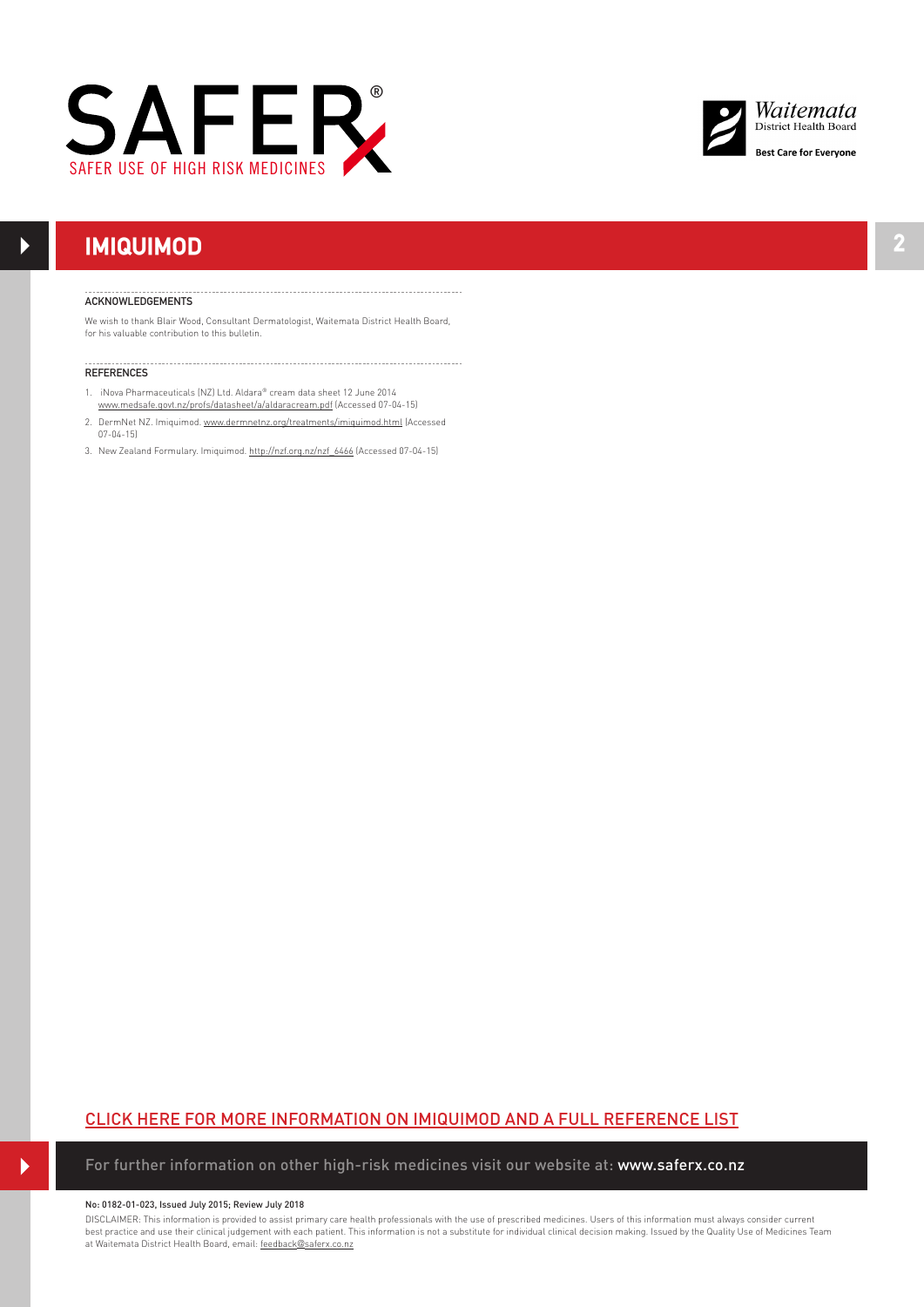# IMIQUIMOD

### ACKNOWLEDGEMENTS

We wish to thank Blair Wood, Consultant Dermatologist, Waitemata District Health Board, for his valuable contribution to this bulletin.

### REFERENCES

1. iNova Pharmaceuticals (NZ) Ltd. Aldara® cream data sheet 12 June 2014 www.medsafe.govt.nz/profs/datasheet/a/aldaracream.pdf (Accessed 07-04-15)
2. DermNet NZ. Imiquimod. www.dermnetnz.org/treatments/imiquimod.html (Accessed 07-04-15)
3. New Zealand Formulary. Imiquimod. http://nzf.org.nz/nzf_6466 (Accessed 07-04-15)

CLICK HERE FOR MORE INFORMATION ON IMIQUIMOD AND A FULL REFERENCE LIST

For further information on other high-risk medicines visit our website at: www.saferx.co.nz

No: 0182-01-023, Issued July 2015; Review July 2018

DISCLAIMER: This information is provided to assist primary care health professionals with the use of prescribed medicines. Users of this information must always consider current best practice and use their clinical judgement with each patient. This information is not a substitute for individual clinical decision making. Issued by the Quality Use of Medicines Team at Waitemata District Health Board, email: feedback@saferx.co.nz